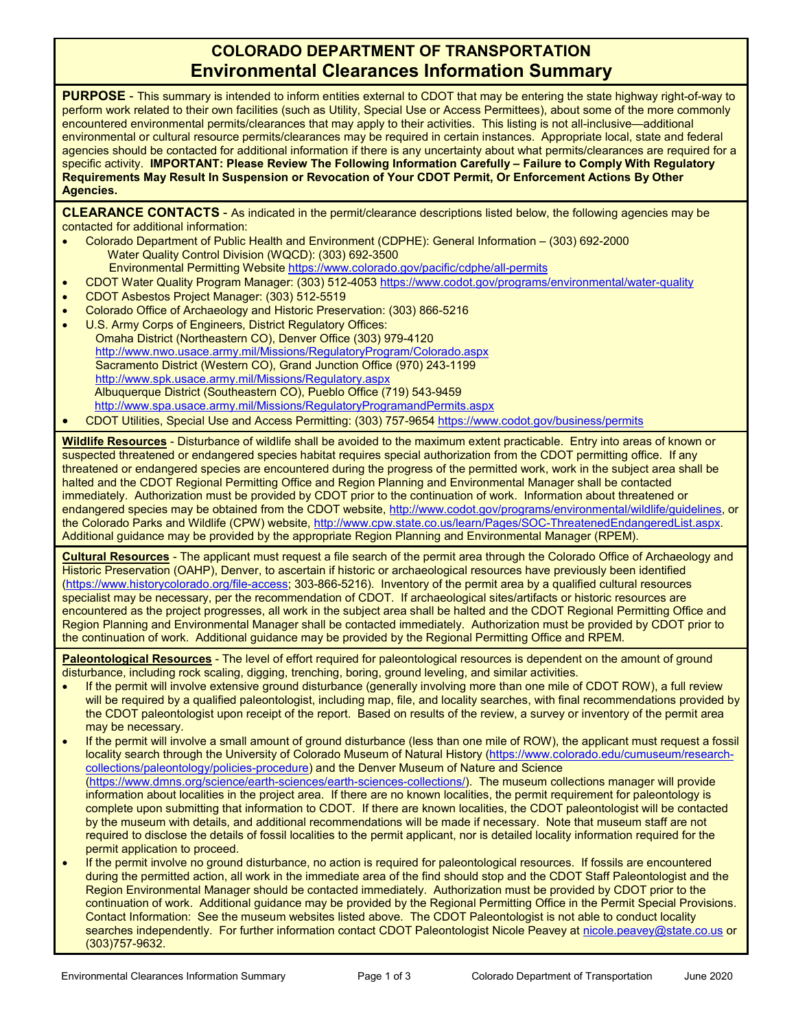# COLORADO DEPARTMENT OF TRANSPORTATION
## Environmental Clearances Information Summary

**PURPOSE** - This summary is intended to inform entities external to CDOT that may be entering the state highway right-of-way to perform work related to their own facilities (such as Utility, Special Use or Access Permittees), about some of the more commonly encountered environmental permits/clearances that may apply to their activities. This listing is not all-inclusive—additional environmental or cultural resource permits/clearances may be required in certain instances. Appropriate local, state and federal agencies should be contacted for additional information if there is any uncertainty about what permits/clearances are required for a specific activity. **IMPORTANT: Please Review The Following Information Carefully – Failure to Comply With Regulatory Requirements May Result In Suspension or Revocation of Your CDOT Permit, Or Enforcement Actions By Other Agencies.**

**CLEARANCE CONTACTS** - As indicated in the permit/clearance descriptions listed below, the following agencies may be contacted for additional information:

- Colorado Department of Public Health and Environment (CDPHE): General Information – (303) 692-2000
  Water Quality Control Division (WQCD): (303) 692-3500
  Environmental Permitting Website https://www.colorado.gov/pacific/cdphe/all-permits
- CDOT Water Quality Program Manager: (303) 512-4053 https://www.codot.gov/programs/environmental/water-quality
- CDOT Asbestos Project Manager: (303) 512-5519
- Colorado Office of Archaeology and Historic Preservation: (303) 866-5216
- U.S. Army Corps of Engineers, District Regulatory Offices:
  Omaha District (Northeastern CO), Denver Office (303) 979-4120
  http://www.nwo.usace.army.mil/Missions/RegulatoryProgram/Colorado.aspx
  Sacramento District (Western CO), Grand Junction Office (970) 243-1199
  http://www.spk.usace.army.mil/Missions/Regulatory.aspx
  Albuquerque District (Southeastern CO), Pueblo Office (719) 543-9459
  http://www.spa.usace.army.mil/Missions/RegulatoryProgramandPermits.aspx
- CDOT Utilities, Special Use and Access Permitting: (303) 757-9654 https://www.codot.gov/business/permits

**Wildlife Resources** - Disturbance of wildlife shall be avoided to the maximum extent practicable. Entry into areas of known or suspected threatened or endangered species habitat requires special authorization from the CDOT permitting office. If any threatened or endangered species are encountered during the progress of the permitted work, work in the subject area shall be halted and the CDOT Regional Permitting Office and Region Planning and Environmental Manager shall be contacted immediately. Authorization must be provided by CDOT prior to the continuation of work. Information about threatened or endangered species may be obtained from the CDOT website, http://www.codot.gov/programs/environmental/wildlife/guidelines, or the Colorado Parks and Wildlife (CPW) website, http://www.cpw.state.co.us/learn/Pages/SOC-ThreatenedEndangeredList.aspx. Additional guidance may be provided by the appropriate Region Planning and Environmental Manager (RPEM).

**Cultural Resources** - The applicant must request a file search of the permit area through the Colorado Office of Archaeology and Historic Preservation (OAHP), Denver, to ascertain if historic or archaeological resources have previously been identified (https://www.historycolorado.org/file-access; 303-866-5216). Inventory of the permit area by a qualified cultural resources specialist may be necessary, per the recommendation of CDOT. If archaeological sites/artifacts or historic resources are encountered as the project progresses, all work in the subject area shall be halted and the CDOT Regional Permitting Office and Region Planning and Environmental Manager shall be contacted immediately. Authorization must be provided by CDOT prior to the continuation of work. Additional guidance may be provided by the Regional Permitting Office and RPEM.

**Paleontological Resources** - The level of effort required for paleontological resources is dependent on the amount of ground disturbance, including rock scaling, digging, trenching, boring, ground leveling, and similar activities.

- If the permit will involve extensive ground disturbance (generally involving more than one mile of CDOT ROW), a full review will be required by a qualified paleontologist, including map, file, and locality searches, with final recommendations provided by the CDOT paleontologist upon receipt of the report. Based on results of the review, a survey or inventory of the permit area may be necessary.
- If the permit will involve a small amount of ground disturbance (less than one mile of ROW), the applicant must request a fossil locality search through the University of Colorado Museum of Natural History (https://www.colorado.edu/cumuseum/research-collections/paleontology/policies-procedure) and the Denver Museum of Nature and Science (https://www.dmns.org/science/earth-sciences/earth-sciences-collections/). The museum collections manager will provide information about localities in the project area. If there are no known localities, the permit requirement for paleontology is complete upon submitting that information to CDOT. If there are known localities, the CDOT paleontologist will be contacted by the museum with details, and additional recommendations will be made if necessary. Note that museum staff are not required to disclose the details of fossil localities to the permit applicant, nor is detailed locality information required for the permit application to proceed.
- If the permit involve no ground disturbance, no action is required for paleontological resources. If fossils are encountered during the permitted action, all work in the immediate area of the find should stop and the CDOT Staff Paleontologist and the Region Environmental Manager should be contacted immediately. Authorization must be provided by CDOT prior to the continuation of work. Additional guidance may be provided by the Regional Permitting Office in the Permit Special Provisions. Contact Information: See the museum websites listed above. The CDOT Paleontologist is not able to conduct locality searches independently. For further information contact CDOT Paleontologist Nicole Peavey at nicole.peavey@state.co.us or (303)757-9632.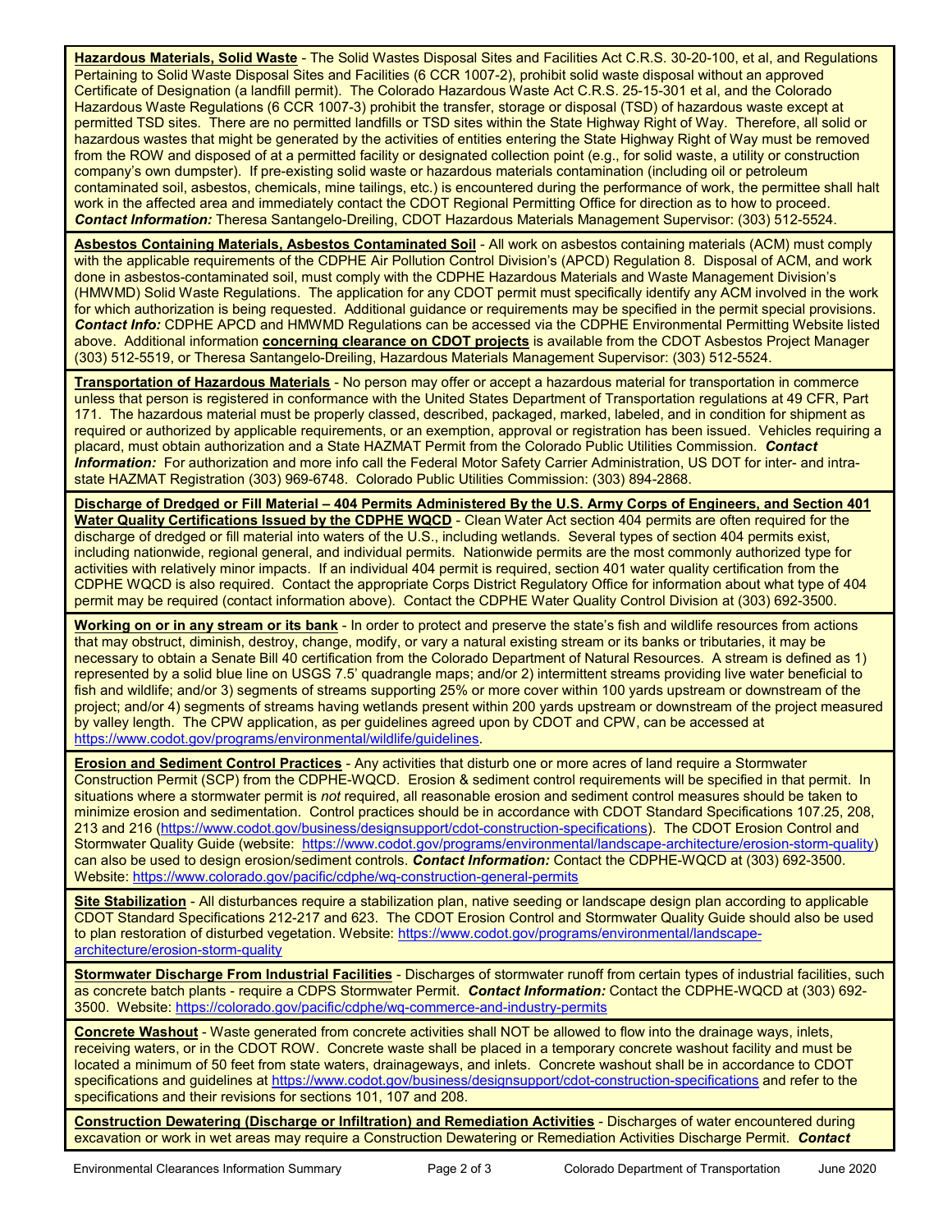**Hazardous Materials, Solid Waste** - The Solid Wastes Disposal Sites and Facilities Act C.R.S. 30-20-100, et al, and Regulations Pertaining to Solid Waste Disposal Sites and Facilities (6 CCR 1007-2), prohibit solid waste disposal without an approved Certificate of Designation (a landfill permit). The Colorado Hazardous Waste Act C.R.S. 25-15-301 et al, and the Colorado Hazardous Waste Regulations (6 CCR 1007-3) prohibit the transfer, storage or disposal (TSD) of hazardous waste except at permitted TSD sites. There are no permitted landfills or TSD sites within the State Highway Right of Way. Therefore, all solid or hazardous wastes that might be generated by the activities of entities entering the State Highway Right of Way must be removed from the ROW and disposed of at a permitted facility or designated collection point (e.g., for solid waste, a utility or construction company's own dumpster). If pre-existing solid waste or hazardous materials contamination (including oil or petroleum contaminated soil, asbestos, chemicals, mine tailings, etc.) is encountered during the performance of work, the permittee shall halt work in the affected area and immediately contact the CDOT Regional Permitting Office for direction as to how to proceed. ***Contact Information:*** Theresa Santangelo-Dreiling, CDOT Hazardous Materials Management Supervisor: (303) 512-5524.

**Asbestos Containing Materials, Asbestos Contaminated Soil** - All work on asbestos containing materials (ACM) must comply with the applicable requirements of the CDPHE Air Pollution Control Division's (APCD) Regulation 8. Disposal of ACM, and work done in asbestos-contaminated soil, must comply with the CDPHE Hazardous Materials and Waste Management Division's (HMWMD) Solid Waste Regulations. The application for any CDOT permit must specifically identify any ACM involved in the work for which authorization is being requested. Additional guidance or requirements may be specified in the permit special provisions. ***Contact Info:*** CDPHE APCD and HMWMD Regulations can be accessed via the CDPHE Environmental Permitting Website listed above. Additional information **concerning clearance on CDOT projects** is available from the CDOT Asbestos Project Manager (303) 512-5519, or Theresa Santangelo-Dreiling, Hazardous Materials Management Supervisor: (303) 512-5524.

**Transportation of Hazardous Materials** - No person may offer or accept a hazardous material for transportation in commerce unless that person is registered in conformance with the United States Department of Transportation regulations at 49 CFR, Part 171. The hazardous material must be properly classed, described, packaged, marked, labeled, and in condition for shipment as required or authorized by applicable requirements, or an exemption, approval or registration has been issued. Vehicles requiring a placard, must obtain authorization and a State HAZMAT Permit from the Colorado Public Utilities Commission. ***Contact Information:*** For authorization and more info call the Federal Motor Safety Carrier Administration, US DOT for inter- and intra-state HAZMAT Registration (303) 969-6748. Colorado Public Utilities Commission: (303) 894-2868.

**Discharge of Dredged or Fill Material – 404 Permits Administered By the U.S. Army Corps of Engineers, and Section 401 Water Quality Certifications Issued by the CDPHE WQCD** - Clean Water Act section 404 permits are often required for the discharge of dredged or fill material into waters of the U.S., including wetlands. Several types of section 404 permits exist, including nationwide, regional general, and individual permits. Nationwide permits are the most commonly authorized type for activities with relatively minor impacts. If an individual 404 permit is required, section 401 water quality certification from the CDPHE WQCD is also required. Contact the appropriate Corps District Regulatory Office for information about what type of 404 permit may be required (contact information above). Contact the CDPHE Water Quality Control Division at (303) 692-3500.

**Working on or in any stream or its bank** - In order to protect and preserve the state's fish and wildlife resources from actions that may obstruct, diminish, destroy, change, modify, or vary a natural existing stream or its banks or tributaries, it may be necessary to obtain a Senate Bill 40 certification from the Colorado Department of Natural Resources. A stream is defined as 1) represented by a solid blue line on USGS 7.5' quadrangle maps; and/or 2) intermittent streams providing live water beneficial to fish and wildlife; and/or 3) segments of streams supporting 25% or more cover within 100 yards upstream or downstream of the project; and/or 4) segments of streams having wetlands present within 200 yards upstream or downstream of the project measured by valley length. The CPW application, as per guidelines agreed upon by CDOT and CPW, can be accessed at https://www.codot.gov/programs/environmental/wildlife/guidelines.

**Erosion and Sediment Control Practices** - Any activities that disturb one or more acres of land require a Stormwater Construction Permit (SCP) from the CDPHE-WQCD. Erosion & sediment control requirements will be specified in that permit. In situations where a stormwater permit is *not* required, all reasonable erosion and sediment control measures should be taken to minimize erosion and sedimentation. Control practices should be in accordance with CDOT Standard Specifications 107.25, 208, 213 and 216 (https://www.codot.gov/business/designsupport/cdot-construction-specifications). The CDOT Erosion Control and Stormwater Quality Guide (website: https://www.codot.gov/programs/environmental/landscape-architecture/erosion-storm-quality) can also be used to design erosion/sediment controls. ***Contact Information:*** Contact the CDPHE-WQCD at (303) 692-3500. Website: https://www.colorado.gov/pacific/cdphe/wq-construction-general-permits

**Site Stabilization** - All disturbances require a stabilization plan, native seeding or landscape design plan according to applicable CDOT Standard Specifications 212-217 and 623. The CDOT Erosion Control and Stormwater Quality Guide should also be used to plan restoration of disturbed vegetation. Website: https://www.codot.gov/programs/environmental/landscape-architecture/erosion-storm-quality

**Stormwater Discharge From Industrial Facilities** - Discharges of stormwater runoff from certain types of industrial facilities, such as concrete batch plants - require a CDPS Stormwater Permit. ***Contact Information:*** Contact the CDPHE-WQCD at (303) 692-3500. Website: https://colorado.gov/pacific/cdphe/wq-commerce-and-industry-permits

**Concrete Washout** - Waste generated from concrete activities shall NOT be allowed to flow into the drainage ways, inlets, receiving waters, or in the CDOT ROW. Concrete waste shall be placed in a temporary concrete washout facility and must be located a minimum of 50 feet from state waters, drainageways, and inlets. Concrete washout shall be in accordance with CDOT specifications and guidelines at https://www.codot.gov/business/designsupport/cdot-construction-specifications and refer to the specifications and their revisions for sections 101, 107 and 208.

**Construction Dewatering (Discharge or Infiltration) and Remediation Activities** - Discharges of water encountered during excavation or work in wet areas may require a Construction Dewatering or Remediation Activities Discharge Permit. ***Contact***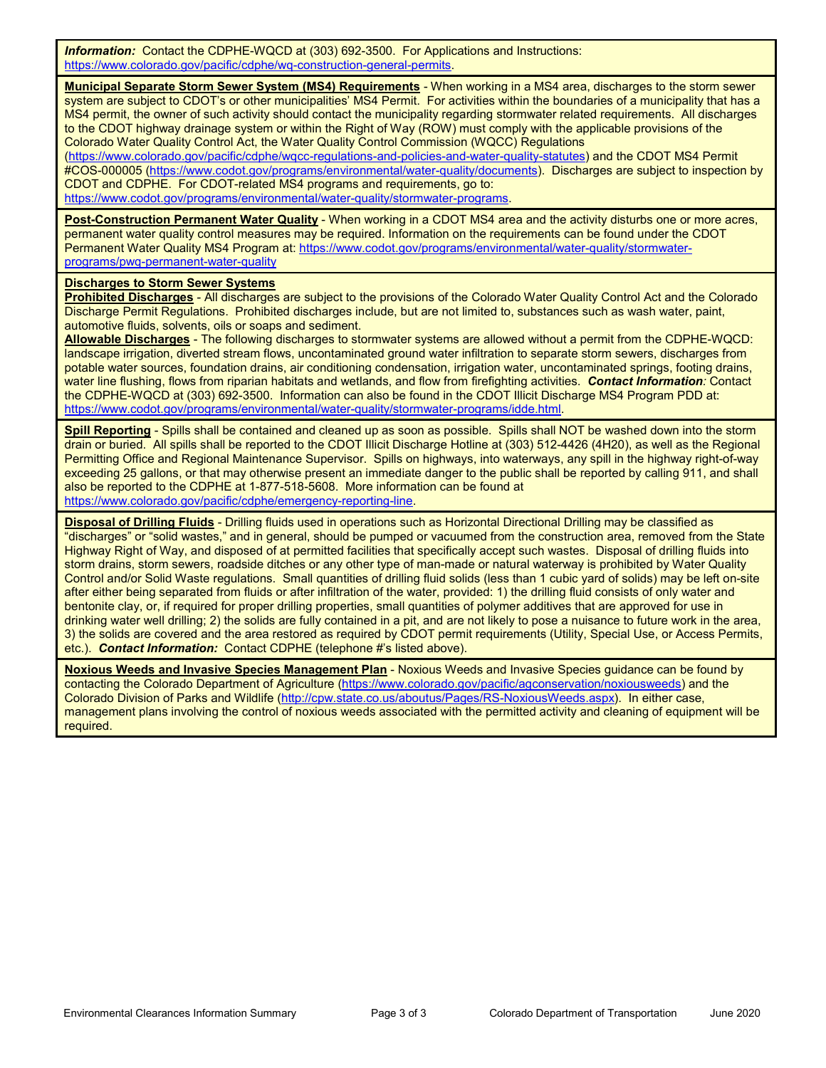***Information:*** Contact the CDPHE-WQCD at (303) 692-3500. For Applications and Instructions: https://www.colorado.gov/pacific/cdphe/wq-construction-general-permits.

**Municipal Separate Storm Sewer System (MS4) Requirements** - When working in a MS4 area, discharges to the storm sewer system are subject to CDOT's or other municipalities' MS4 Permit. For activities within the boundaries of a municipality that has a MS4 permit, the owner of such activity should contact the municipality regarding stormwater related requirements. All discharges to the CDOT highway drainage system or within the Right of Way (ROW) must comply with the applicable provisions of the Colorado Water Quality Control Act, the Water Quality Control Commission (WQCC) Regulations (https://www.colorado.gov/pacific/cdphe/wqcc-regulations-and-policies-and-water-quality-statutes) and the CDOT MS4 Permit #COS-000005 (https://www.codot.gov/programs/environmental/water-quality/documents). Discharges are subject to inspection by CDOT and CDPHE. For CDOT-related MS4 programs and requirements, go to: https://www.codot.gov/programs/environmental/water-quality/stormwater-programs.

**Post-Construction Permanent Water Quality** - When working in a CDOT MS4 area and the activity disturbs one or more acres, permanent water quality control measures may be required. Information on the requirements can be found under the CDOT Permanent Water Quality MS4 Program at: https://www.codot.gov/programs/environmental/water-quality/stormwater-programs/pwq-permanent-water-quality

**Discharges to Storm Sewer Systems**

**Prohibited Discharges** - All discharges are subject to the provisions of the Colorado Water Quality Control Act and the Colorado Discharge Permit Regulations. Prohibited discharges include, but are not limited to, substances such as wash water, paint, automotive fluids, solvents, oils or soaps and sediment.

**Allowable Discharges** - The following discharges to stormwater systems are allowed without a permit from the CDPHE-WQCD: landscape irrigation, diverted stream flows, uncontaminated ground water infiltration to separate storm sewers, discharges from potable water sources, foundation drains, air conditioning condensation, irrigation water, uncontaminated springs, footing drains, water line flushing, flows from riparian habitats and wetlands, and flow from firefighting activities. ***Contact Information**:* Contact the CDPHE-WQCD at (303) 692-3500. Information can also be found in the CDOT Illicit Discharge MS4 Program PDD at: https://www.codot.gov/programs/environmental/water-quality/stormwater-programs/idde.html.

**Spill Reporting** - Spills shall be contained and cleaned up as soon as possible. Spills shall NOT be washed down into the storm drain or buried. All spills shall be reported to the CDOT Illicit Discharge Hotline at (303) 512-4426 (4H20), as well as the Regional Permitting Office and Regional Maintenance Supervisor. Spills on highways, into waterways, any spill in the highway right-of-way exceeding 25 gallons, or that may otherwise present an immediate danger to the public shall be reported by calling 911, and shall also be reported to the CDPHE at 1-877-518-5608. More information can be found at https://www.colorado.gov/pacific/cdphe/emergency-reporting-line.

**Disposal of Drilling Fluids** - Drilling fluids used in operations such as Horizontal Directional Drilling may be classified as "discharges" or "solid wastes," and in general, should be pumped or vacuumed from the construction area, removed from the State Highway Right of Way, and disposed of at permitted facilities that specifically accept such wastes. Disposal of drilling fluids into storm drains, storm sewers, roadside ditches or any other type of man-made or natural waterway is prohibited by Water Quality Control and/or Solid Waste regulations. Small quantities of drilling fluid solids (less than 1 cubic yard of solids) may be left on-site after either being separated from fluids or after infiltration of the water, provided: 1) the drilling fluid consists of only water and bentonite clay, or, if required for proper drilling properties, small quantities of polymer additives that are approved for use in drinking water well drilling; 2) the solids are fully contained in a pit, and are not likely to pose a nuisance to future work in the area, 3) the solids are covered and the area restored as required by CDOT permit requirements (Utility, Special Use, or Access Permits, etc.). ***Contact Information:*** Contact CDPHE (telephone #'s listed above).

**Noxious Weeds and Invasive Species Management Plan** - Noxious Weeds and Invasive Species guidance can be found by contacting the Colorado Department of Agriculture (https://www.colorado.gov/pacific/agconservation/noxiousweeds) and the Colorado Division of Parks and Wildlife (http://cpw.state.co.us/aboutus/Pages/RS-NoxiousWeeds.aspx). In either case, management plans involving the control of noxious weeds associated with the permitted activity and cleaning of equipment will be required.